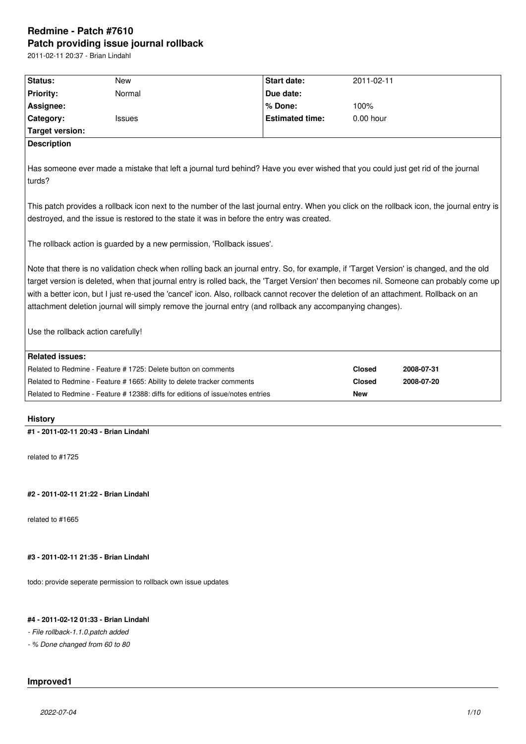# Redmine - Patch #7610

## Patch providing issue journal rollback

2011-02-11 20:37 - Brian Lindahl

| Status: | New | Start date: | 2011-02-11 |
|---|---|---|---|
| Priority: | Normal | Due date: | |
| Assignee: | | % Done: | 100% |
| Category: | Issues | Estimated time: | 0.00 hour |
| Target version: | | | |

**Description**

Has someone ever made a mistake that left a journal turd behind? Have you ever wished that you could just get rid of the journal turds?

This patch provides a rollback icon next to the number of the last journal entry. When you click on the rollback icon, the journal entry is destroyed, and the issue is restored to the state it was in before the entry was created.

The rollback action is guarded by a new permission, 'Rollback issues'.

Note that there is no validation check when rolling back an journal entry. So, for example, if 'Target Version' is changed, and the old target version is deleted, when that journal entry is rolled back, the 'Target Version' then becomes nil. Someone can probably come up with a better icon, but I just re-used the 'cancel' icon. Also, rollback cannot recover the deletion of an attachment. Rollback on an attachment deletion journal will simply remove the journal entry (and rollback any accompanying changes).

Use the rollback action carefully!

**Related issues:**

| | | |
|---|---|---|
| Related to Redmine - Feature # 1725: Delete button on comments | Closed | 2008-07-31 |
| Related to Redmine - Feature # 1665: Ability to delete tracker comments | Closed | 2008-07-20 |
| Related to Redmine - Feature # 12388: diffs for editions of issue/notes entries | New | |

### History

#### #1 - 2011-02-11 20:43 - Brian Lindahl

related to #1725

#### #2 - 2011-02-11 21:22 - Brian Lindahl

related to #1665

#### #3 - 2011-02-11 21:35 - Brian Lindahl

todo: provide seperate permission to rollback own issue updates

#### #4 - 2011-02-12 01:33 - Brian Lindahl

- *File rollback-1.1.0.patch added*
- *% Done changed from 60 to 80*

## Improved1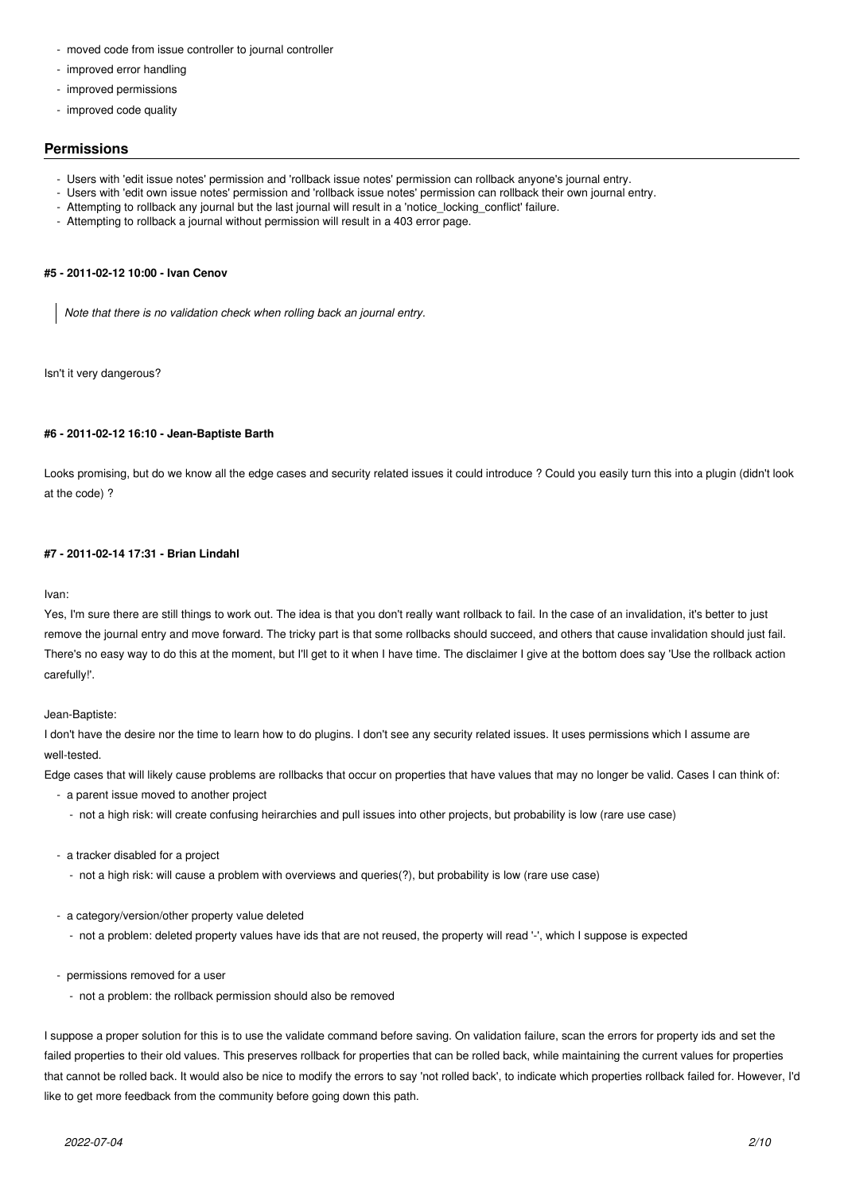- moved code from issue controller to journal controller
- improved error handling
- improved permissions
- improved code quality

## Permissions

- Users with 'edit issue notes' permission and 'rollback issue notes' permission can rollback anyone's journal entry.
- Users with 'edit own issue notes' permission and 'rollback issue notes' permission can rollback their own journal entry.
- Attempting to rollback any journal but the last journal will result in a 'notice_locking_conflict' failure.
- Attempting to rollback a journal without permission will result in a 403 error page.

#### #5 - 2011-02-12 10:00 - Ivan Cenov

> *Note that there is no validation check when rolling back an journal entry.*

Isn't it very dangerous?

#### #6 - 2011-02-12 16:10 - Jean-Baptiste Barth

Looks promising, but do we know all the edge cases and security related issues it could introduce ? Could you easily turn this into a plugin (didn't look at the code) ?

#### #7 - 2011-02-14 17:31 - Brian Lindahl

Ivan:
Yes, I'm sure there are still things to work out. The idea is that you don't really want rollback to fail. In the case of an invalidation, it's better to just remove the journal entry and move forward. The tricky part is that some rollbacks should succeed, and others that cause invalidation should just fail. There's no easy way to do this at the moment, but I'll get to it when I have time. The disclaimer I give at the bottom does say 'Use the rollback action carefully!'.

Jean-Baptiste:
I don't have the desire nor the time to learn how to do plugins. I don't see any security related issues. It uses permissions which I assume are well-tested.
Edge cases that will likely cause problems are rollbacks that occur on properties that have values that may no longer be valid. Cases I can think of:

- a parent issue moved to another project
  - not a high risk: will create confusing heirarchies and pull issues into other projects, but probability is low (rare use case)
- a tracker disabled for a project
  - not a high risk: will cause a problem with overviews and queries(?), but probability is low (rare use case)
- a category/version/other property value deleted
  - not a problem: deleted property values have ids that are not reused, the property will read '-', which I suppose is expected
- permissions removed for a user
  - not a problem: the rollback permission should also be removed

I suppose a proper solution for this is to use the validate command before saving. On validation failure, scan the errors for property ids and set the failed properties to their old values. This preserves rollback for properties that can be rolled back, while maintaining the current values for properties that cannot be rolled back. It would also be nice to modify the errors to say 'not rolled back', to indicate which properties rollback failed for. However, I'd like to get more feedback from the community before going down this path.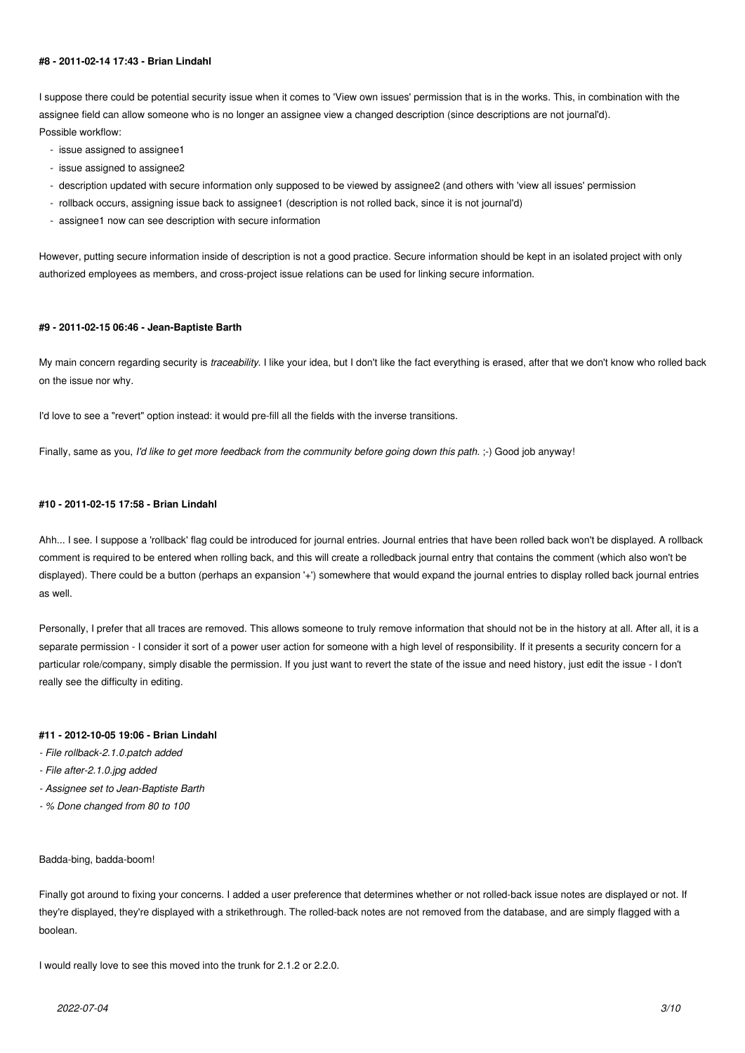#### #8 - 2011-02-14 17:43 - Brian Lindahl

I suppose there could be potential security issue when it comes to 'View own issues' permission that is in the works. This, in combination with the assignee field can allow someone who is no longer an assignee view a changed description (since descriptions are not journal'd).
Possible workflow:

- issue assigned to assignee1
- issue assigned to assignee2
- description updated with secure information only supposed to be viewed by assignee2 (and others with 'view all issues' permission
- rollback occurs, assigning issue back to assignee1 (description is not rolled back, since it is not journal'd)
- assignee1 now can see description with secure information

However, putting secure information inside of description is not a good practice. Secure information should be kept in an isolated project with only authorized employees as members, and cross-project issue relations can be used for linking secure information.

#### #9 - 2011-02-15 06:46 - Jean-Baptiste Barth

My main concern regarding security is *traceability*. I like your idea, but I don't like the fact everything is erased, after that we don't know who rolled back on the issue nor why.

I'd love to see a "revert" option instead: it would pre-fill all the fields with the inverse transitions.

Finally, same as you, *I'd like to get more feedback from the community before going down this path.* ;-) Good job anyway!

#### #10 - 2011-02-15 17:58 - Brian Lindahl

Ahh... I see. I suppose a 'rollback' flag could be introduced for journal entries. Journal entries that have been rolled back won't be displayed. A rollback comment is required to be entered when rolling back, and this will create a rolledback journal entry that contains the comment (which also won't be displayed). There could be a button (perhaps an expansion '+') somewhere that would expand the journal entries to display rolled back journal entries as well.

Personally, I prefer that all traces are removed. This allows someone to truly remove information that should not be in the history at all. After all, it is a separate permission - I consider it sort of a power user action for someone with a high level of responsibility. If it presents a security concern for a particular role/company, simply disable the permission. If you just want to revert the state of the issue and need history, just edit the issue - I don't really see the difficulty in editing.

#### #11 - 2012-10-05 19:06 - Brian Lindahl

- *File rollback-2.1.0.patch added*
- *File after-2.1.0.jpg added*
- *Assignee set to Jean-Baptiste Barth*
- *% Done changed from 80 to 100*

Badda-bing, badda-boom!

Finally got around to fixing your concerns. I added a user preference that determines whether or not rolled-back issue notes are displayed or not. If they're displayed, they're displayed with a strikethrough. The rolled-back notes are not removed from the database, and are simply flagged with a boolean.

I would really love to see this moved into the trunk for 2.1.2 or 2.2.0.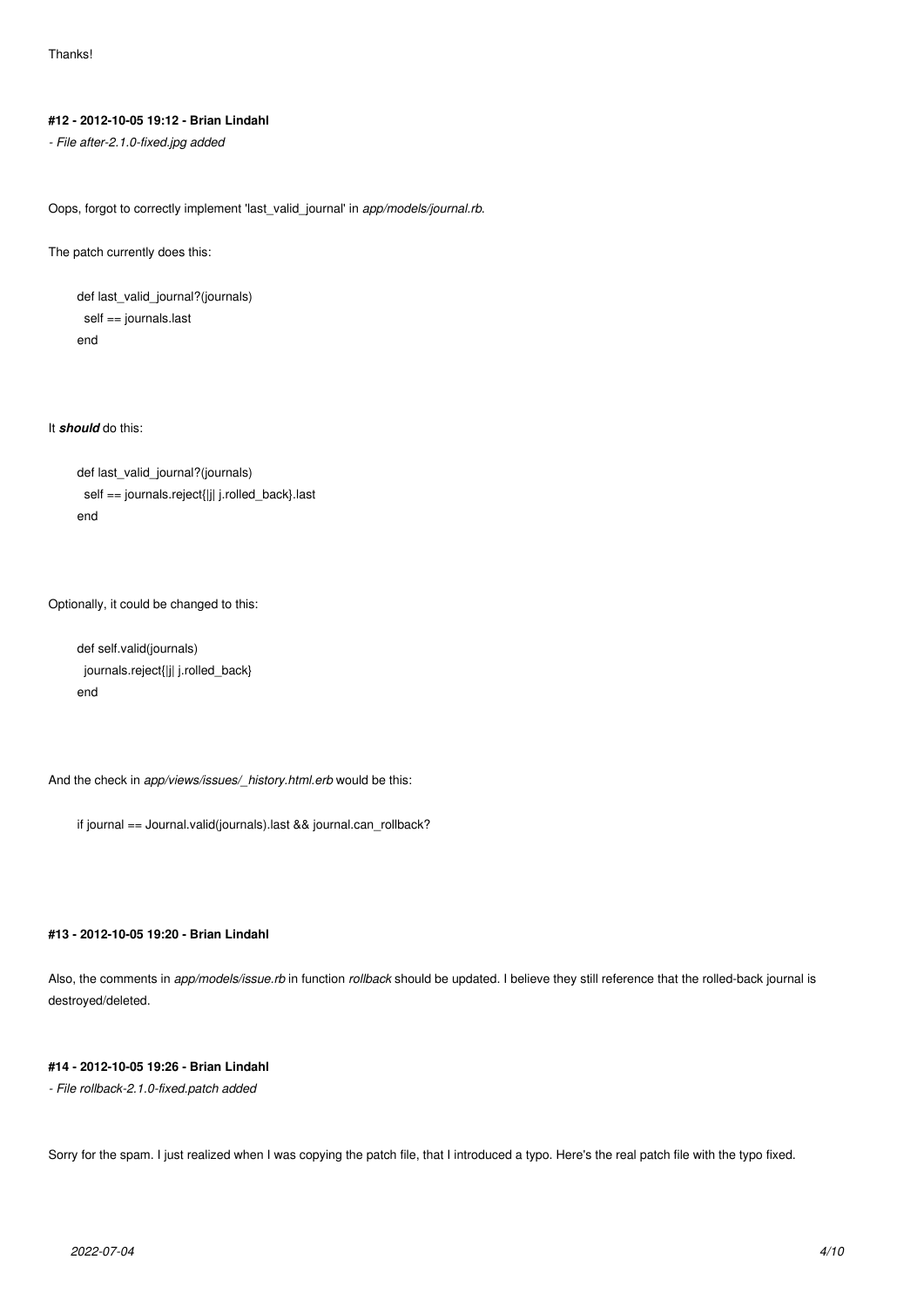Thanks!

#### #12 - 2012-10-05 19:12 - Brian Lindahl

*- File after-2.1.0-fixed.jpg added*

Oops, forgot to correctly implement 'last_valid_journal' in *app/models/journal.rb*.

The patch currently does this:

```
def last_valid_journal?(journals)
  self == journals.last
end
```

It ***should*** do this:

```
def last_valid_journal?(journals)
  self == journals.reject{|j| j.rolled_back}.last
end
```

Optionally, it could be changed to this:

```
def self.valid(journals)
  journals.reject{|j| j.rolled_back}
end
```

And the check in *app/views/issues/_history.html.erb* would be this:

```
if journal == Journal.valid(journals).last && journal.can_rollback?
```

#### #13 - 2012-10-05 19:20 - Brian Lindahl

Also, the comments in *app/models/issue.rb* in function *rollback* should be updated. I believe they still reference that the rolled-back journal is destroyed/deleted.

#### #14 - 2012-10-05 19:26 - Brian Lindahl

*- File rollback-2.1.0-fixed.patch added*

Sorry for the spam. I just realized when I was copying the patch file, that I introduced a typo. Here's the real patch file with the typo fixed.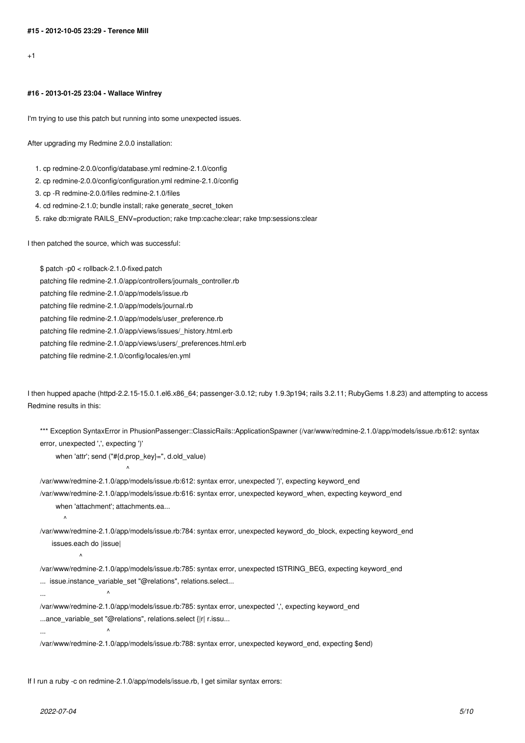#### #15 - 2012-10-05 23:29 - Terence Mill

+1

#### #16 - 2013-01-25 23:04 - Wallace Winfrey

I'm trying to use this patch but running into some unexpected issues.

After upgrading my Redmine 2.0.0 installation:

1. cp redmine-2.0.0/config/database.yml redmine-2.1.0/config
2. cp redmine-2.0.0/config/configuration.yml redmine-2.1.0/config
3. cp -R redmine-2.0.0/files redmine-2.1.0/files
4. cd redmine-2.1.0; bundle install; rake generate_secret_token
5. rake db:migrate RAILS_ENV=production; rake tmp:cache:clear; rake tmp:sessions:clear

I then patched the source, which was successful:

```
$ patch -p0 < rollback-2.1.0-fixed.patch
patching file redmine-2.1.0/app/controllers/journals_controller.rb
patching file redmine-2.1.0/app/models/issue.rb
patching file redmine-2.1.0/app/models/journal.rb
patching file redmine-2.1.0/app/models/user_preference.rb
patching file redmine-2.1.0/app/views/issues/_history.html.erb
patching file redmine-2.1.0/app/views/users/_preferences.html.erb
patching file redmine-2.1.0/config/locales/en.yml
```

I then hupped apache (httpd-2.2.15-15.0.1.el6.x86_64; passenger-3.0.12; ruby 1.9.3p194; rails 3.2.11; RubyGems 1.8.23) and attempting to access Redmine results in this:

```
*** Exception SyntaxError in PhusionPassenger::ClassicRails::ApplicationSpawner (/var/www/redmine-2.1.0/app/models/issue.rb:612: syntax error, unexpected ',', expecting ')'
      when 'attr'; send ("#{d.prop_key}=", d.old_value)
                                        ^
/var/www/redmine-2.1.0/app/models/issue.rb:612: syntax error, unexpected ')', expecting keyword_end
/var/www/redmine-2.1.0/app/models/issue.rb:616: syntax error, unexpected keyword_when, expecting keyword_end
      when 'attachment'; attachments.ea...
          ^
/var/www/redmine-2.1.0/app/models/issue.rb:784: syntax error, unexpected keyword_do_block, expecting keyword_end
    issues.each do |issue|
                  ^
/var/www/redmine-2.1.0/app/models/issue.rb:785: syntax error, unexpected tSTRING_BEG, expecting keyword_end
...  issue.instance_variable_set "@relations", relations.select...
...                              ^
/var/www/redmine-2.1.0/app/models/issue.rb:785: syntax error, unexpected ',', expecting keyword_end
...ance_variable_set "@relations", relations.select {|r| r.issu...
...                              ^
/var/www/redmine-2.1.0/app/models/issue.rb:788: syntax error, unexpected keyword_end, expecting $end)
```

If I run a ruby -c on redmine-2.1.0/app/models/issue.rb, I get similar syntax errors: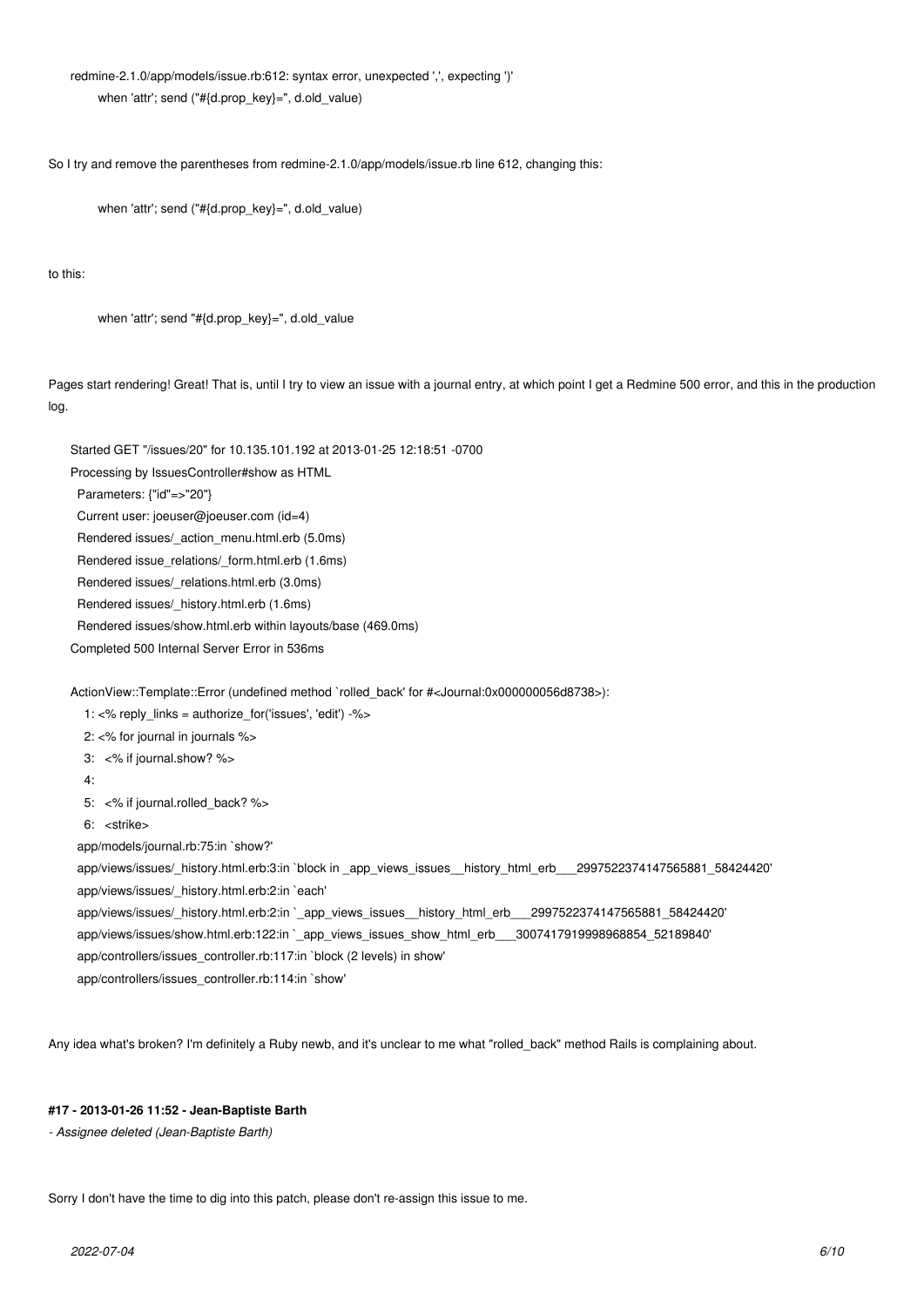```
redmine-2.1.0/app/models/issue.rb:612: syntax error, unexpected ',', expecting ')'
      when 'attr'; send ("#{d.prop_key}=", d.old_value)
```

So I try and remove the parentheses from redmine-2.1.0/app/models/issue.rb line 612, changing this:

```
      when 'attr'; send ("#{d.prop_key}=", d.old_value)
```

to this:

```
      when 'attr'; send "#{d.prop_key}=", d.old_value
```

Pages start rendering! Great! That is, until I try to view an issue with a journal entry, at which point I get a Redmine 500 error, and this in the production log.

```
Started GET "/issues/20" for 10.135.101.192 at 2013-01-25 12:18:51 -0700
Processing by IssuesController#show as HTML
  Parameters: {"id"=>"20"}
  Current user: joeuser@joeuser.com (id=4)
  Rendered issues/_action_menu.html.erb (5.0ms)
  Rendered issue_relations/_form.html.erb (1.6ms)
  Rendered issues/_relations.html.erb (3.0ms)
  Rendered issues/_history.html.erb (1.6ms)
  Rendered issues/show.html.erb within layouts/base (469.0ms)
Completed 500 Internal Server Error in 536ms

ActionView::Template::Error (undefined method `rolled_back' for #<Journal:0x000000056d8738>):
    1: <% reply_links = authorize_for('issues', 'edit') -%>
    2: <% for journal in journals %>
    3:   <% if journal.show? %>
    4: 
    5:   <% if journal.rolled_back? %>
    6:   <strike>
  app/models/journal.rb:75:in `show?'
  app/views/issues/_history.html.erb:3:in `block in _app_views_issues__history_html_erb___2997522374147565881_58424420'
  app/views/issues/_history.html.erb:2:in `each'
  app/views/issues/_history.html.erb:2:in `_app_views_issues__history_html_erb___2997522374147565881_58424420'
  app/views/issues/show.html.erb:122:in `_app_views_issues_show_html_erb___3007417919998968854_52189840'
  app/controllers/issues_controller.rb:117:in `block (2 levels) in show'
  app/controllers/issues_controller.rb:114:in `show'
```

Any idea what's broken? I'm definitely a Ruby newb, and it's unclear to me what "rolled_back" method Rails is complaining about.

#### #17 - 2013-01-26 11:52 - Jean-Baptiste Barth

*- Assignee deleted (Jean-Baptiste Barth)*

Sorry I don't have the time to dig into this patch, please don't re-assign this issue to me.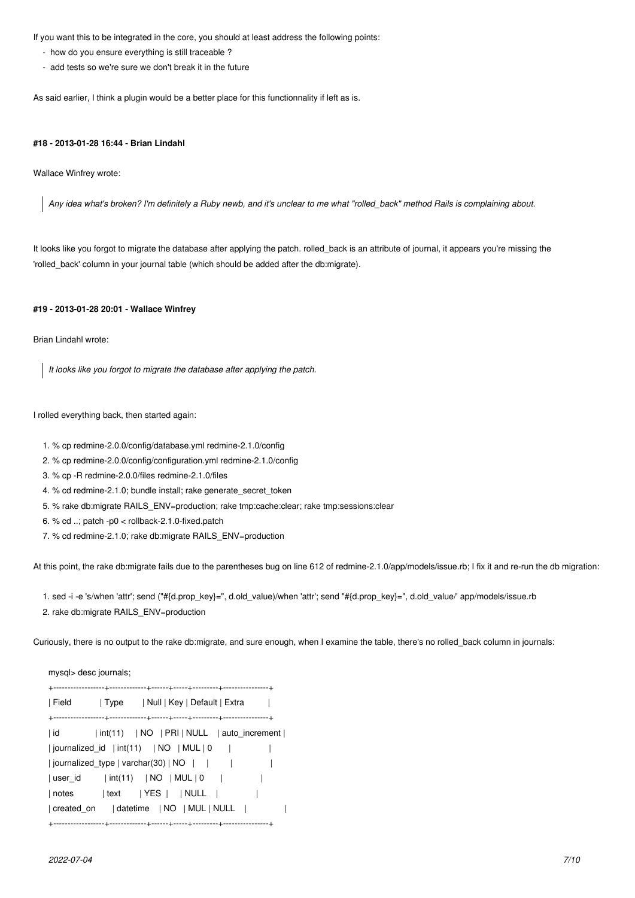If you want this to be integrated in the core, you should at least address the following points:

- how do you ensure everything is still traceable ?
- add tests so we're sure we don't break it in the future

As said earlier, I think a plugin would be a better place for this functionnality if left as is.

#### #18 - 2013-01-28 16:44 - Brian Lindahl

Wallace Winfrey wrote:

> *Any idea what's broken? I'm definitely a Ruby newb, and it's unclear to me what "rolled_back" method Rails is complaining about.*

It looks like you forgot to migrate the database after applying the patch. rolled_back is an attribute of journal, it appears you're missing the 'rolled_back' column in your journal table (which should be added after the db:migrate).

#### #19 - 2013-01-28 20:01 - Wallace Winfrey

Brian Lindahl wrote:

> *It looks like you forgot to migrate the database after applying the patch.*

I rolled everything back, then started again:

1. % cp redmine-2.0.0/config/database.yml redmine-2.1.0/config
2. % cp redmine-2.0.0/config/configuration.yml redmine-2.1.0/config
3. % cp -R redmine-2.0.0/files redmine-2.1.0/files
4. % cd redmine-2.1.0; bundle install; rake generate_secret_token
5. % rake db:migrate RAILS_ENV=production; rake tmp:cache:clear; rake tmp:sessions:clear
6. % cd ..; patch -p0 < rollback-2.1.0-fixed.patch
7. % cd redmine-2.1.0; rake db:migrate RAILS_ENV=production

At this point, the rake db:migrate fails due to the parentheses bug on line 612 of redmine-2.1.0/app/models/issue.rb; I fix it and re-run the db migration:

1. sed -i -e 's/when 'attr'; send ("#{d.prop_key}=", d.old_value)/when 'attr'; send "#{d.prop_key}=", d.old_value/' app/models/issue.rb
2. rake db:migrate RAILS_ENV=production

Curiously, there is no output to the rake db:migrate, and sure enough, when I examine the table, there's no rolled_back column in journals:

```
mysql> desc journals;
+------------------+-------------+------+-----+---------+----------------+
| Field            | Type        | Null | Key | Default | Extra          |
+------------------+-------------+------+-----+---------+----------------+
| id               | int(11)     | NO   | PRI | NULL    | auto_increment |
| journalized_id   | int(11)     | NO   | MUL | 0       |                |
| journalized_type | varchar(30) | NO   |     |         |                |
| user_id          | int(11)     | NO   | MUL | 0       |                |
| notes            | text        | YES  |     | NULL    |                |
| created_on       | datetime    | NO   | MUL | NULL    |                |
+------------------+-------------+------+-----+---------+----------------+
```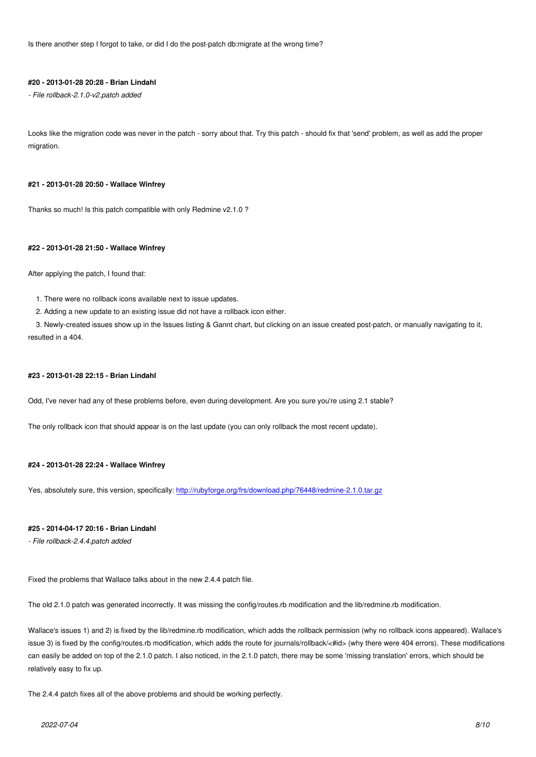Is there another step I forgot to take, or did I do the post-patch db:migrate at the wrong time?

#### #20 - 2013-01-28 20:28 - Brian Lindahl

*- File rollback-2.1.0-v2.patch added*

Looks like the migration code was never in the patch - sorry about that. Try this patch - should fix that 'send' problem, as well as add the proper migration.

#### #21 - 2013-01-28 20:50 - Wallace Winfrey

Thanks so much! Is this patch compatible with only Redmine v2.1.0 ?

#### #22 - 2013-01-28 21:50 - Wallace Winfrey

After applying the patch, I found that:

1. There were no rollback icons available next to issue updates.
2. Adding a new update to an existing issue did not have a rollback icon either.
3. Newly-created issues show up in the Issues listing & Gannt chart, but clicking on an issue created post-patch, or manually navigating to it, resulted in a 404.

#### #23 - 2013-01-28 22:15 - Brian Lindahl

Odd, I've never had any of these problems before, even during development. Are you sure you're using 2.1 stable?

The only rollback icon that should appear is on the last update (you can only rollback the most recent update).

#### #24 - 2013-01-28 22:24 - Wallace Winfrey

Yes, absolutely sure, this version, specifically: [http://rubyforge.org/frs/download.php/76448/redmine-2.1.0.tar.gz](http://rubyforge.org/frs/download.php/76448/redmine-2.1.0.tar.gz)

#### #25 - 2014-04-17 20:16 - Brian Lindahl

*- File rollback-2.4.4.patch added*

Fixed the problems that Wallace talks about in the new 2.4.4 patch file.

The old 2.1.0 patch was generated incorrectly. It was missing the config/routes.rb modification and the lib/redmine.rb modification.

Wallace's issues 1) and 2) is fixed by the lib/redmine.rb modification, which adds the rollback permission (why no rollback icons appeared). Wallace's issue 3) is fixed by the config/routes.rb modification, which adds the route for journals/rollback/<#id> (why there were 404 errors). These modifications can easily be added on top of the 2.1.0 patch. I also noticed, in the 2.1.0 patch, there may be some 'missing translation' errors, which should be relatively easy to fix up.

The 2.4.4 patch fixes all of the above problems and should be working perfectly.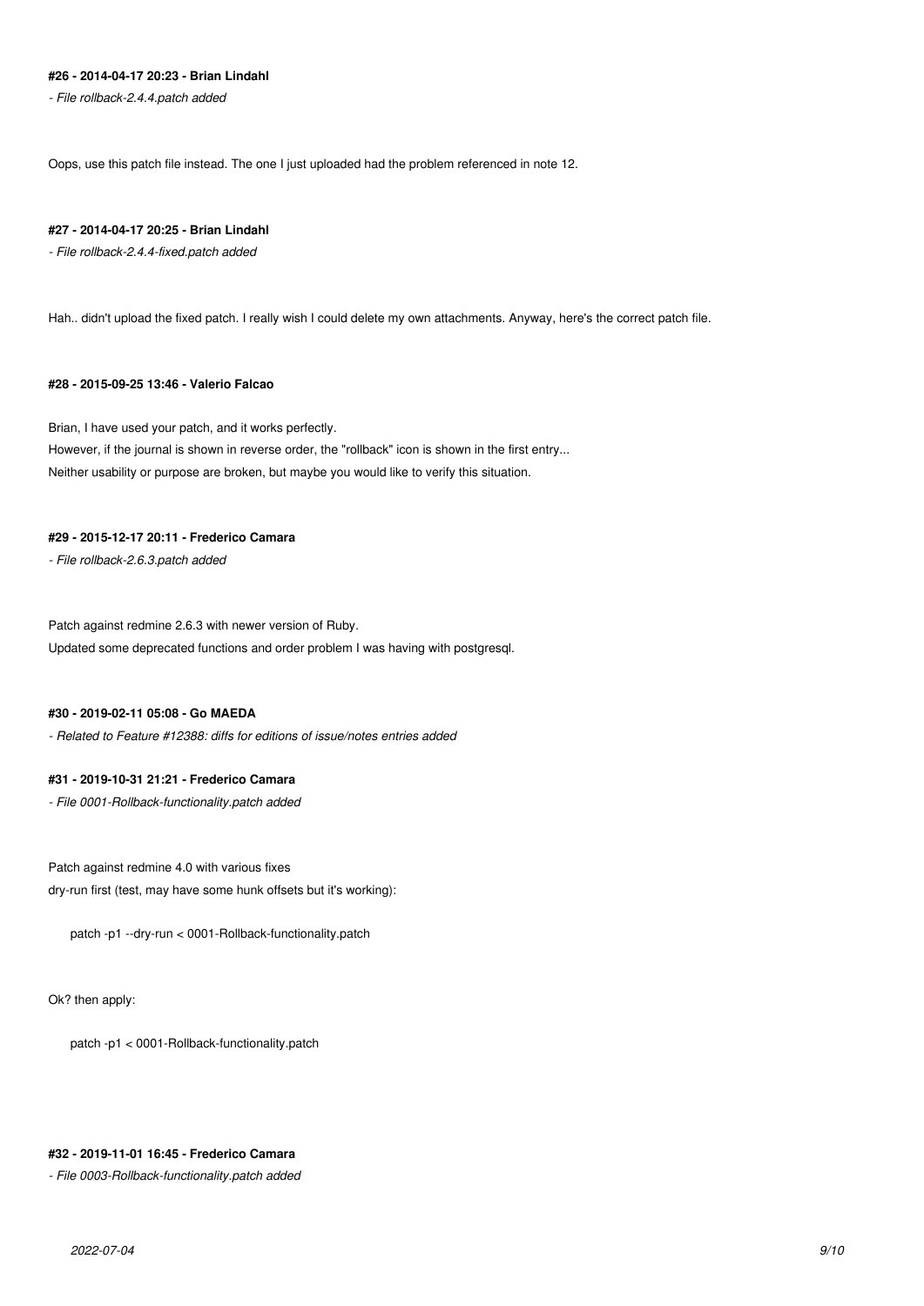#### #26 - 2014-04-17 20:23 - Brian Lindahl

*- File rollback-2.4.4.patch added*

Oops, use this patch file instead. The one I just uploaded had the problem referenced in note 12.

#### #27 - 2014-04-17 20:25 - Brian Lindahl

*- File rollback-2.4.4-fixed.patch added*

Hah.. didn't upload the fixed patch. I really wish I could delete my own attachments. Anyway, here's the correct patch file.

#### #28 - 2015-09-25 13:46 - Valerio Falcao

Brian, I have used your patch, and it works perfectly.
However, if the journal is shown in reverse order, the "rollback" icon is shown in the first entry...
Neither usability or purpose are broken, but maybe you would like to verify this situation.

#### #29 - 2015-12-17 20:11 - Frederico Camara

*- File rollback-2.6.3.patch added*

Patch against redmine 2.6.3 with newer version of Ruby.
Updated some deprecated functions and order problem I was having with postgresql.

#### #30 - 2019-02-11 05:08 - Go MAEDA

*- Related to Feature #12388: diffs for editions of issue/notes entries added*

#### #31 - 2019-10-31 21:21 - Frederico Camara

*- File 0001-Rollback-functionality.patch added*

Patch against redmine 4.0 with various fixes
dry-run first (test, may have some hunk offsets but it's working):

```
patch -p1 --dry-run < 0001-Rollback-functionality.patch
```

Ok? then apply:

```
patch -p1 < 0001-Rollback-functionality.patch
```

#### #32 - 2019-11-01 16:45 - Frederico Camara

*- File 0003-Rollback-functionality.patch added*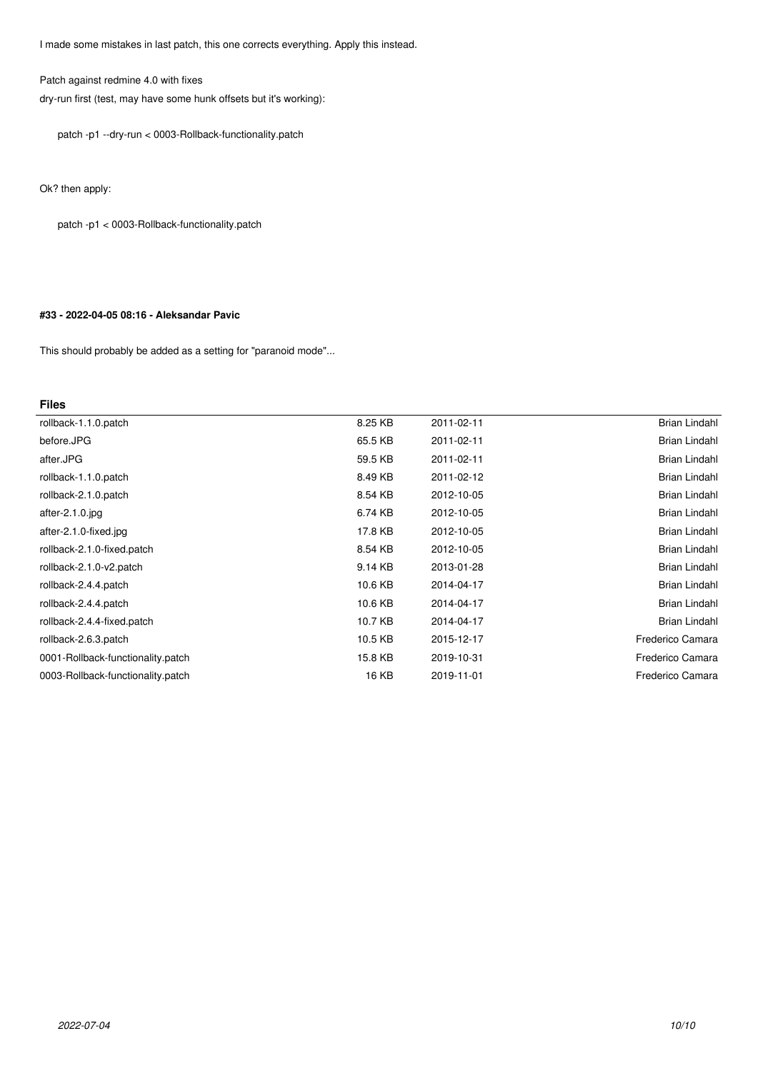I made some mistakes in last patch, this one corrects everything. Apply this instead.

Patch against redmine 4.0 with fixes

dry-run first (test, may have some hunk offsets but it's working):

```
patch -p1 --dry-run < 0003-Rollback-functionality.patch
```

Ok? then apply:

```
patch -p1 < 0003-Rollback-functionality.patch
```

#### #33 - 2022-04-05 08:16 - Aleksandar Pavic

This should probably be added as a setting for "paranoid mode"...

### Files

| | | | |
|---|---|---|---|
| rollback-1.1.0.patch | 8.25 KB | 2011-02-11 | Brian Lindahl |
| before.JPG | 65.5 KB | 2011-02-11 | Brian Lindahl |
| after.JPG | 59.5 KB | 2011-02-11 | Brian Lindahl |
| rollback-1.1.0.patch | 8.49 KB | 2011-02-12 | Brian Lindahl |
| rollback-2.1.0.patch | 8.54 KB | 2012-10-05 | Brian Lindahl |
| after-2.1.0.jpg | 6.74 KB | 2012-10-05 | Brian Lindahl |
| after-2.1.0-fixed.jpg | 17.8 KB | 2012-10-05 | Brian Lindahl |
| rollback-2.1.0-fixed.patch | 8.54 KB | 2012-10-05 | Brian Lindahl |
| rollback-2.1.0-v2.patch | 9.14 KB | 2013-01-28 | Brian Lindahl |
| rollback-2.4.4.patch | 10.6 KB | 2014-04-17 | Brian Lindahl |
| rollback-2.4.4.patch | 10.6 KB | 2014-04-17 | Brian Lindahl |
| rollback-2.4.4-fixed.patch | 10.7 KB | 2014-04-17 | Brian Lindahl |
| rollback-2.6.3.patch | 10.5 KB | 2015-12-17 | Frederico Camara |
| 0001-Rollback-functionality.patch | 15.8 KB | 2019-10-31 | Frederico Camara |
| 0003-Rollback-functionality.patch | 16 KB | 2019-11-01 | Frederico Camara |